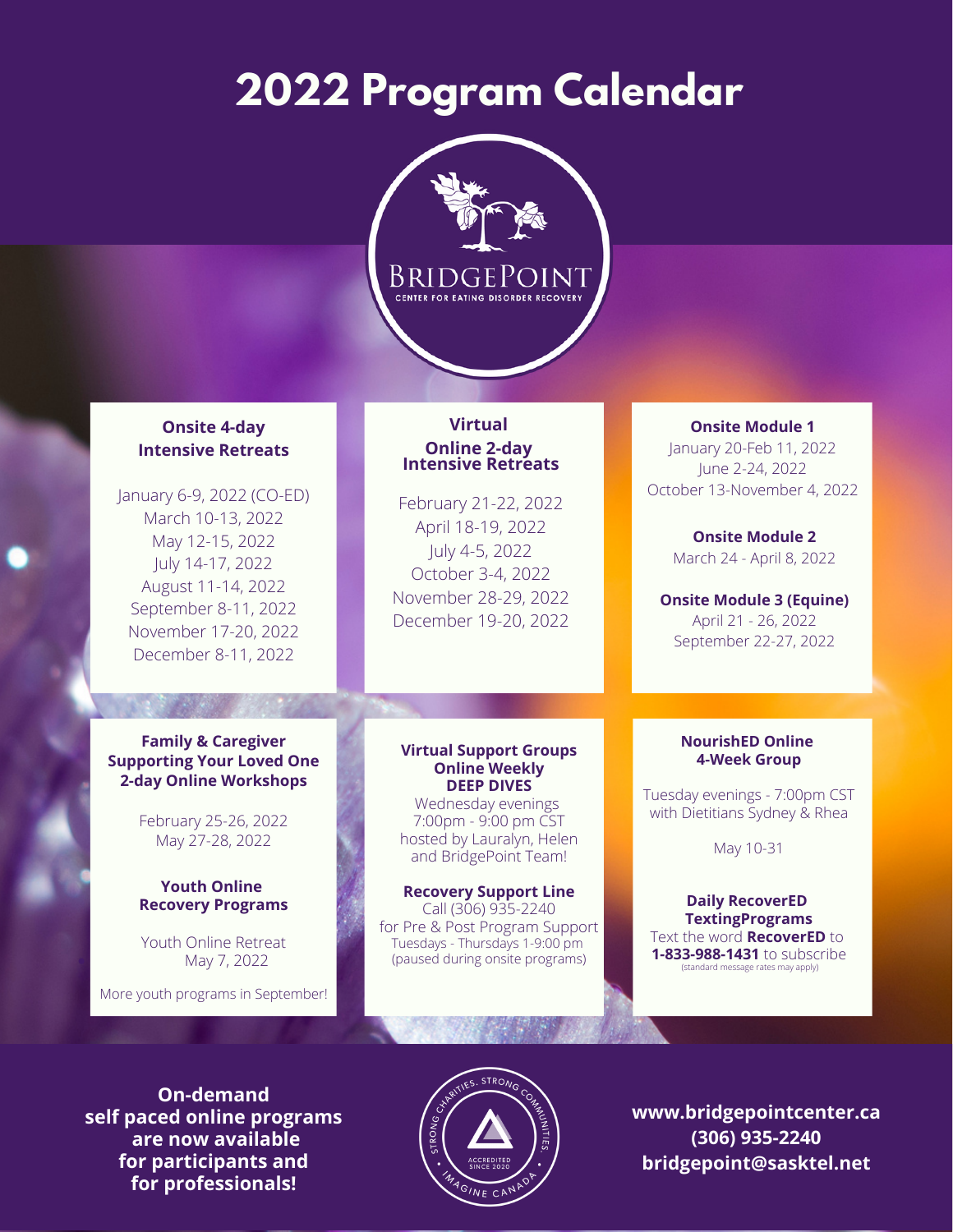# 2022 Program Calendar

BRIDGEPOINT
CENTER FOR EATING DISORDER RECOVERY

### Onsite 4-day Intensive Retreats

January 6-9, 2022 (CO-ED)
March 10-13, 2022
May 12-15, 2022
July 14-17, 2022
August 11-14, 2022
September 8-11, 2022
November 17-20, 2022
December 8-11, 2022

### Virtual Online 2-day Intensive Retreats

February 21-22, 2022
April 18-19, 2022
July 4-5, 2022
October 3-4, 2022
November 28-29, 2022
December 19-20, 2022

### Onsite Module 1

January 20-Feb 11, 2022
June 2-24, 2022
October 13-November 4, 2022

### Onsite Module 2

March 24 - April 8, 2022

### Onsite Module 3 (Equine)

April 21 - 26, 2022
September 22-27, 2022

### Family & Caregiver Supporting Your Loved One 2-day Online Workshops

February 25-26, 2022
May 27-28, 2022

### Youth Online Recovery Programs

Youth Online Retreat
May 7, 2022

More youth programs in September!

### Virtual Support Groups Online Weekly DEEP DIVES

Wednesday evenings
7:00pm - 9:00 pm CST
hosted by Lauralyn, Helen and BridgePoint Team!

### Recovery Support Line

Call (306) 935-2240
for Pre & Post Program Support
Tuesdays - Thursdays 1-9:00 pm
(paused during onsite programs)

### NourishED Online 4-Week Group

Tuesday evenings - 7:00pm CST
with Dietitians Sydney & Rhea

May 10-31

### Daily RecoverED TextingPrograms

Text the word **RecoverED** to **1-833-988-1431** to subscribe
(standard message rates may apply)

**On-demand self paced online programs are now available for participants and for professionals!**

STRONG CHARITIES. STRONG COMMUNITIES. IMAGINE CANADA — ACCREDITED SINCE 2020

**www.bridgepointcenter.ca**
**(306) 935-2240**
**bridgepoint@sasktel.net**